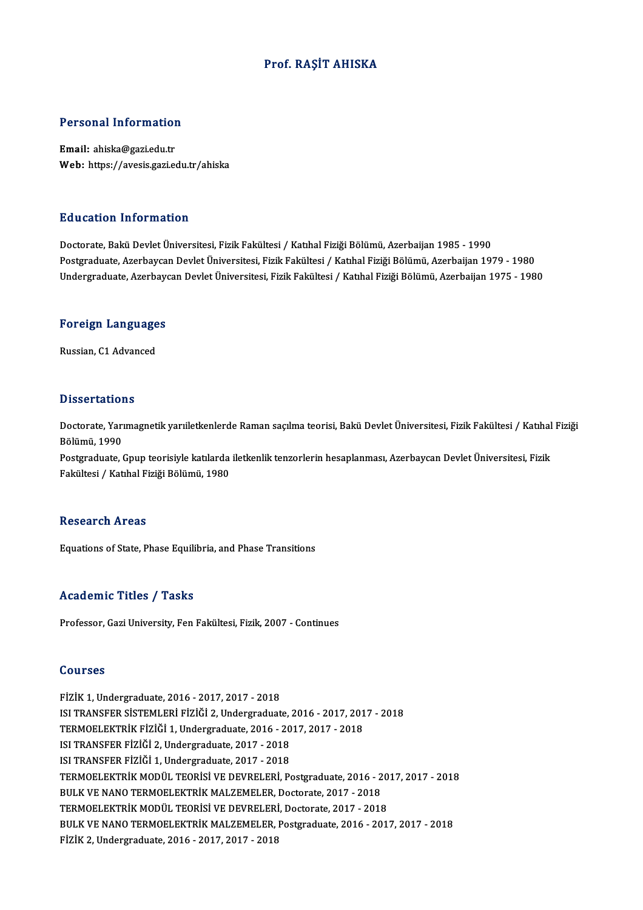# Prof. RAŞİT AHISKA

## Personal Information

**Email:** ahiska@gazi.edu.tr
**Web:** https://avesis.gazi.edu.tr/ahiska

## Education Information

Doctorate, Bakü Devlet Üniversitesi, Fizik Fakültesi / Katıhal Fiziği Bölümü, Azerbaijan 1985 - 1990
Postgraduate, Azerbaycan Devlet Üniversitesi, Fizik Fakültesi / Katıhal Fiziği Bölümü, Azerbaijan 1979 - 1980
Undergraduate, Azerbaycan Devlet Üniversitesi, Fizik Fakültesi / Katıhal Fiziği Bölümü, Azerbaijan 1975 - 1980

## Foreign Languages

Russian, C1 Advanced

## Dissertations

Doctorate, Yarımagnetik yarıiletkenlerde Raman saçılma teorisi, Bakü Devlet Üniversitesi, Fizik Fakültesi / Katıhal Fiziği Bölümü, 1990
Postgraduate, Gpup teorisiyle katılarda iletkenlik tenzorlerin hesaplanması, Azerbaycan Devlet Üniversitesi, Fizik Fakültesi / Katıhal Fiziği Bölümü, 1980

## Research Areas

Equations of State, Phase Equilibria, and Phase Transitions

## Academic Titles / Tasks

Professor, Gazi University, Fen Fakültesi, Fizik, 2007 - Continues

## Courses

FİZİK 1, Undergraduate, 2016 - 2017, 2017 - 2018
ISI TRANSFER SİSTEMLERİ FİZİĞİ 2, Undergraduate, 2016 - 2017, 2017 - 2018
TERMOELEKTRİK FİZİĞİ 1, Undergraduate, 2016 - 2017, 2017 - 2018
ISI TRANSFER FİZİĞİ 2, Undergraduate, 2017 - 2018
ISI TRANSFER FİZİĞİ 1, Undergraduate, 2017 - 2018
TERMOELEKTRİK MODÜL TEORİSİ VE DEVRELERİ, Postgraduate, 2016 - 2017, 2017 - 2018
BULK VE NANO TERMOELEKTRİK MALZEMELER, Doctorate, 2017 - 2018
TERMOELEKTRİK MODÜL TEORİSİ VE DEVRELERİ, Doctorate, 2017 - 2018
BULK VE NANO TERMOELEKTRİK MALZEMELER, Postgraduate, 2016 - 2017, 2017 - 2018
FİZİK 2, Undergraduate, 2016 - 2017, 2017 - 2018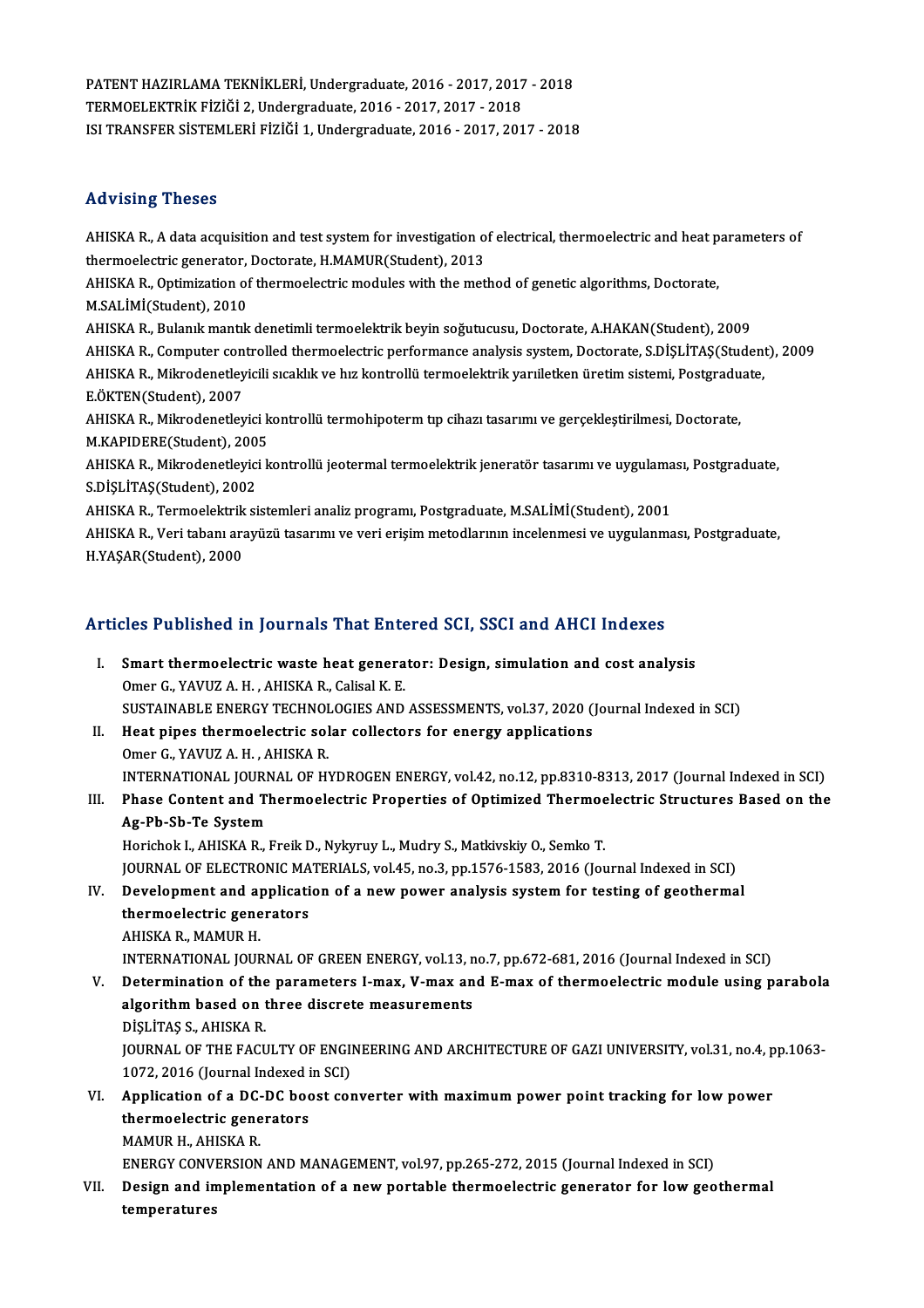PATENT HAZIRLAMA TEKNİKLERİ, Undergraduate, 2016 - 2017, 2017 - 2018
TERMOELEKTRİK FİZİĞİ 2, Undergraduate, 2016 - 2017, 2017 - 2018
ISI TRANSFER SİSTEMLERİ FİZİĞİ 1, Undergraduate, 2016 - 2017, 2017 - 2018

## Advising Theses

AHISKA R., A data acquisition and test system for investigation of electrical, thermoelectric and heat parameters of thermoelectric generator, Doctorate, H.MAMUR(Student), 2013
AHISKA R., Optimization of thermoelectric modules with the method of genetic algorithms, Doctorate, M.SALİMİ(Student), 2010
AHISKA R., Bulanık mantık denetimli termoelektrik beyin soğutucusu, Doctorate, A.HAKAN(Student), 2009
AHISKA R., Computer controlled thermoelectric performance analysis system, Doctorate, S.DİŞLİTAŞ(Student), 2009
AHISKA R., Mikrodenetleyicili sıcaklık ve hız kontrollü termoelektrik yarıiletken üretim sistemi, Postgraduate, E.ÖKTEN(Student), 2007
AHISKA R., Mikrodenetleyici kontrollü termohipoterm tıp cihazı tasarımı ve gerçekleştirilmesi, Doctorate, M.KAPIDERE(Student), 2005
AHISKA R., Mikrodenetleyici kontrollü jeotermal termoelektrik jeneratör tasarımı ve uygulaması, Postgraduate, S.DİŞLİTAŞ(Student), 2002
AHISKA R., Termoelektrik sistemleri analiz programı, Postgraduate, M.SALİMİ(Student), 2001
AHISKA R., Veri tabanı arayüzü tasarımı ve veri erişim metodlarının incelenmesi ve uygulanması, Postgraduate, H.YAŞAR(Student), 2000

## Articles Published in Journals That Entered SCI, SSCI and AHCI Indexes

I. **Smart thermoelectric waste heat generator: Design, simulation and cost analysis**
Omer G., YAVUZ A. H. , AHISKA R., Calisal K. E.
SUSTAINABLE ENERGY TECHNOLOGIES AND ASSESSMENTS, vol.37, 2020 (Journal Indexed in SCI)

II. **Heat pipes thermoelectric solar collectors for energy applications**
Omer G., YAVUZ A. H. , AHISKA R.
INTERNATIONAL JOURNAL OF HYDROGEN ENERGY, vol.42, no.12, pp.8310-8313, 2017 (Journal Indexed in SCI)

III. **Phase Content and Thermoelectric Properties of Optimized Thermoelectric Structures Based on the Ag-Pb-Sb-Te System**
Horichok I., AHISKA R., Freik D., Nykyruy L., Mudry S., Matkivskiy O., Semko T.
JOURNAL OF ELECTRONIC MATERIALS, vol.45, no.3, pp.1576-1583, 2016 (Journal Indexed in SCI)

IV. **Development and application of a new power analysis system for testing of geothermal thermoelectric generators**
AHISKA R., MAMUR H.
INTERNATIONAL JOURNAL OF GREEN ENERGY, vol.13, no.7, pp.672-681, 2016 (Journal Indexed in SCI)

V. **Determination of the parameters I-max, V-max and E-max of thermoelectric module using parabola algorithm based on three discrete measurements**
DİŞLİTAŞ S., AHISKA R.
JOURNAL OF THE FACULTY OF ENGINEERING AND ARCHITECTURE OF GAZI UNIVERSITY, vol.31, no.4, pp.1063-1072, 2016 (Journal Indexed in SCI)

VI. **Application of a DC-DC boost converter with maximum power point tracking for low power thermoelectric generators**
MAMUR H., AHISKA R.
ENERGY CONVERSION AND MANAGEMENT, vol.97, pp.265-272, 2015 (Journal Indexed in SCI)

VII. **Design and implementation of a new portable thermoelectric generator for low geothermal temperatures**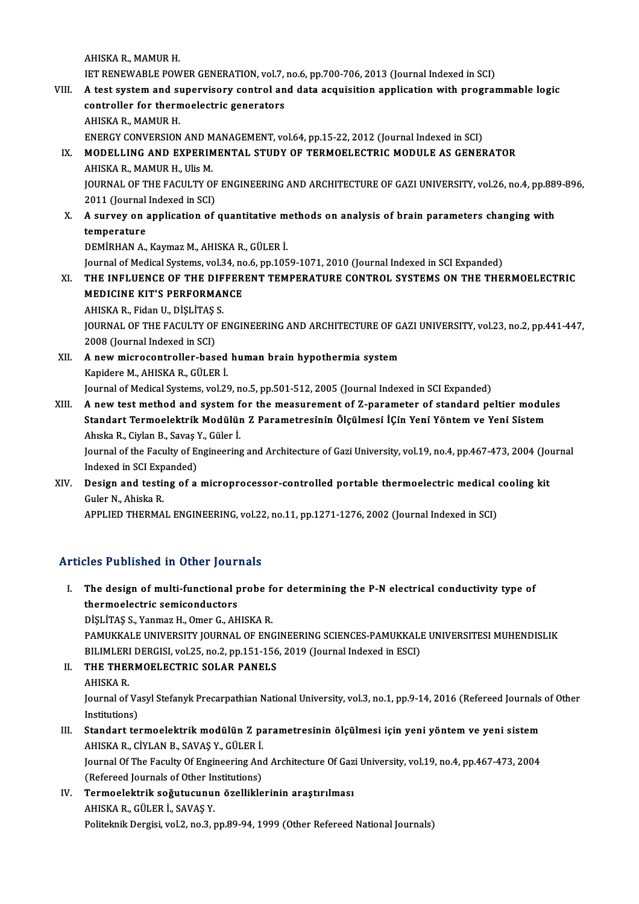AHISKA R., MAMUR H.

IET RENEWABLE POWER GENERATION, vol.7, no.6, pp.700-706, 2013 (Journal Indexed in SCI)

VIII. **A test system and supervisory control and data acquisition application with programmable logic controller for thermoelectric generators**
AHISKA R., MAMUR H.
ENERGY CONVERSION AND MANAGEMENT, vol.64, pp.15-22, 2012 (Journal Indexed in SCI)

IX. **MODELLING AND EXPERIMENTAL STUDY OF TERMOELECTRIC MODULE AS GENERATOR**
AHISKA R., MAMUR H., Ulis M.
JOURNAL OF THE FACULTY OF ENGINEERING AND ARCHITECTURE OF GAZI UNIVERSITY, vol.26, no.4, pp.889-896, 2011 (Journal Indexed in SCI)

X. **A survey on application of quantitative methods on analysis of brain parameters changing with temperature**
DEMİRHAN A., Kaymaz M., AHISKA R., GÜLER İ.
Journal of Medical Systems, vol.34, no.6, pp.1059-1071, 2010 (Journal Indexed in SCI Expanded)

XI. **THE INFLUENCE OF THE DIFFERENT TEMPERATURE CONTROL SYSTEMS ON THE THERMOELECTRIC MEDICINE KIT'S PERFORMANCE**
AHISKA R., Fidan U., DİŞLİTAŞ S.
JOURNAL OF THE FACULTY OF ENGINEERING AND ARCHITECTURE OF GAZI UNIVERSITY, vol.23, no.2, pp.441-447, 2008 (Journal Indexed in SCI)

XII. **A new microcontroller-based human brain hypothermia system**
Kapidere M., AHISKA R., GÜLER İ.
Journal of Medical Systems, vol.29, no.5, pp.501-512, 2005 (Journal Indexed in SCI Expanded)

XIII. **A new test method and system for the measurement of Z-parameter of standard peltier modules Standart Termoelektrik Modülün Z Parametresinin Ölçülmesi İÇin Yeni Yöntem ve Yeni Sistem**
Ahıska R., Ciylan B., Savaş Y., Güler İ.
Journal of the Faculty of Engineering and Architecture of Gazi University, vol.19, no.4, pp.467-473, 2004 (Journal Indexed in SCI Expanded)

XIV. **Design and testing of a microprocessor-controlled portable thermoelectric medical cooling kit**
Guler N., Ahiska R.
APPLIED THERMAL ENGINEERING, vol.22, no.11, pp.1271-1276, 2002 (Journal Indexed in SCI)

## Articles Published in Other Journals

I. **The design of multi-functional probe for determining the P-N electrical conductivity type of thermoelectric semiconductors**
DİŞLİTAŞ S., Yanmaz H., Omer G., AHISKA R.
PAMUKKALE UNIVERSITY JOURNAL OF ENGINEERING SCIENCES-PAMUKKALE UNIVERSITESI MUHENDISLIK BILIMLERI DERGISI, vol.25, no.2, pp.151-156, 2019 (Journal Indexed in ESCI)

II. **THE THERMOELECTRIC SOLAR PANELS**
AHISKA R.
Journal of Vasyl Stefanyk Precarpathian National University, vol.3, no.1, pp.9-14, 2016 (Refereed Journals of Other Institutions)

III. **Standart termoelektrik modülün Z parametresinin ölçülmesi için yeni yöntem ve yeni sistem**
AHISKA R., CİYLAN B., SAVAŞ Y., GÜLER İ.
Journal Of The Faculty Of Engineering And Architecture Of Gazi University, vol.19, no.4, pp.467-473, 2004 (Refereed Journals of Other Institutions)

IV. **Termoelektrik soğutucunun özelliklerinin araştırılması**
AHISKA R., GÜLER İ., SAVAŞ Y.
Politeknik Dergisi, vol.2, no.3, pp.89-94, 1999 (Other Refereed National Journals)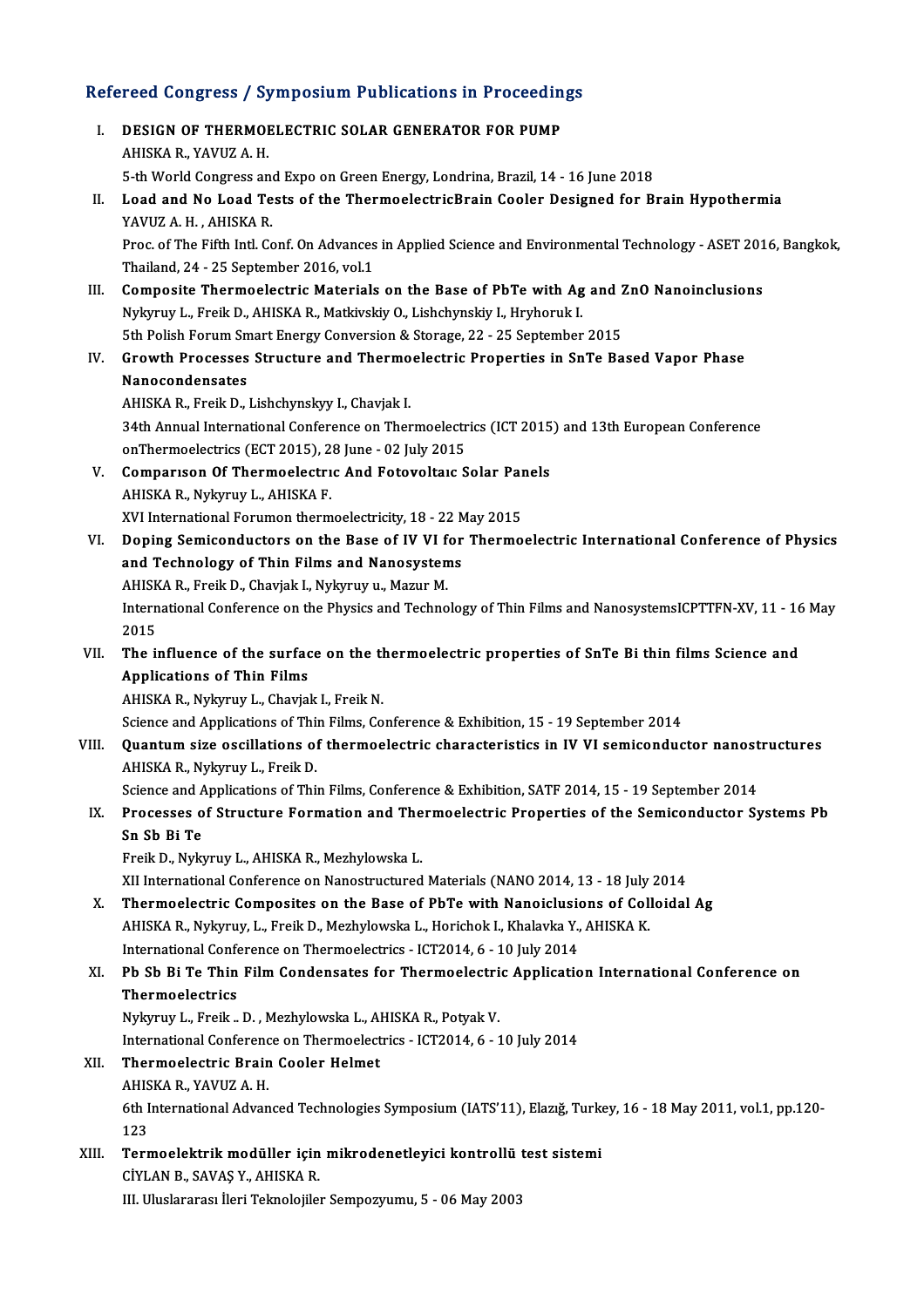## Refereed Congress / Symposium Publications in Proceedings

I. **DESIGN OF THERMOELECTRIC SOLAR GENERATOR FOR PUMP**
AHISKA R., YAVUZ A. H.
5-th World Congress and Expo on Green Energy, Londrina, Brazil, 14 - 16 June 2018

II. **Load and No Load Tests of the ThermoelectricBrain Cooler Designed for Brain Hypothermia**
YAVUZ A. H. , AHISKA R.
Proc. of The Fifth Intl. Conf. On Advances in Applied Science and Environmental Technology - ASET 2016, Bangkok, Thailand, 24 - 25 September 2016, vol.1

III. **Composite Thermoelectric Materials on the Base of PbTe with Ag and ZnO Nanoinclusions**
Nykyruy L., Freik D., AHISKA R., Matkivskiy O., Lishchynskiy I., Hryhoruk I.
5th Polish Forum Smart Energy Conversion & Storage, 22 - 25 September 2015

IV. **Growth Processes Structure and Thermoelectric Properties in SnTe Based Vapor Phase Nanocondensates**
AHISKA R., Freik D., Lishchynskyy I., Chavjak I.
34th Annual International Conference on Thermoelectrics (ICT 2015) and 13th European Conference onThermoelectrics (ECT 2015), 28 June - 02 July 2015

V. **Comparıson Of Thermoelectrıc And Fotovoltaıc Solar Panels**
AHISKA R., Nykyruy L., AHISKA F.
XVI International Forumon thermoelectricity, 18 - 22 May 2015

VI. **Doping Semiconductors on the Base of IV VI for Thermoelectric International Conference of Physics and Technology of Thin Films and Nanosystems**
AHISKA R., Freik D., Chavjak I., Nykyruy u., Mazur M.
International Conference on the Physics and Technology of Thin Films and NanosystemsICPTTFN-XV, 11 - 16 May 2015

VII. **The influence of the surface on the thermoelectric properties of SnTe Bi thin films Science and Applications of Thin Films**
AHISKA R., Nykyruy L., Chavjak I., Freik N.
Science and Applications of Thin Films, Conference & Exhibition, 15 - 19 September 2014

VIII. **Quantum size oscillations of thermoelectric characteristics in IV VI semiconductor nanostructures**
AHISKA R., Nykyruy L., Freik D.
Science and Applications of Thin Films, Conference & Exhibition, SATF 2014, 15 - 19 September 2014

IX. **Processes of Structure Formation and Thermoelectric Properties of the Semiconductor Systems Pb Sn Sb Bi Te**
Freik D., Nykyruy L., AHISKA R., Mezhylowska L.
XII International Conference on Nanostructured Materials (NANO 2014, 13 - 18 July 2014

X. **Thermoelectric Composites on the Base of PbTe with Nanoiclusions of Colloidal Ag**
AHISKA R., Nykyruy, L., Freik D., Mezhylowska L., Horichok I., Khalavka Y., AHISKA K.
International Conference on Thermoelectrics - ICT2014, 6 - 10 July 2014

XI. **Pb Sb Bi Te Thin Film Condensates for Thermoelectric Application International Conference on Thermoelectrics**
Nykyruy L., Freik .. D. , Mezhylowska L., AHISKA R., Potyak V.
International Conference on Thermoelectrics - ICT2014, 6 - 10 July 2014

XII. **Thermoelectric Brain Cooler Helmet**
AHISKA R., YAVUZ A. H.
6th International Advanced Technologies Symposium (IATS'11), Elazığ, Turkey, 16 - 18 May 2011, vol.1, pp.120-123

XIII. **Termoelektrik modüller için mikrodenetleyici kontrollü test sistemi**
CİYLAN B., SAVAŞ Y., AHISKA R.
III. Uluslararası İleri Teknolojiler Sempozyumu, 5 - 06 May 2003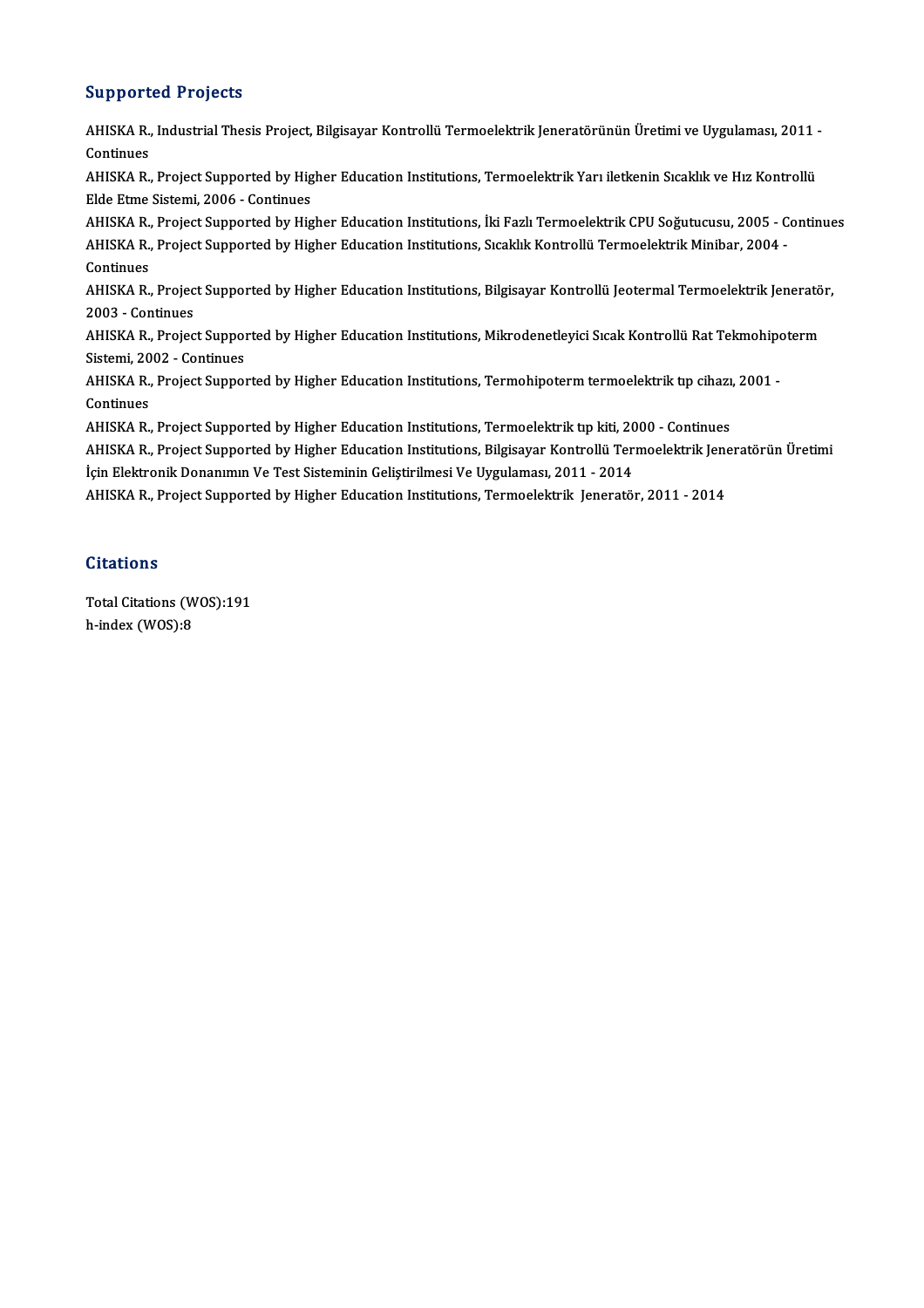## Supported Projects

AHISKA R., Industrial Thesis Project, Bilgisayar Kontrollü Termoelektrik Jeneratörünün Üretimi ve Uygulaması, 2011 - Continues

AHISKA R., Project Supported by Higher Education Institutions, Termoelektrik Yarı iletkenin Sıcaklık ve Hız Kontrollü Elde Etme Sistemi, 2006 - Continues

AHISKA R., Project Supported by Higher Education Institutions, İki Fazlı Termoelektrik CPU Soğutucusu, 2005 - Continues

AHISKA R., Project Supported by Higher Education Institutions, Sıcaklık Kontrollü Termoelektrik Minibar, 2004 - Continues

AHISKA R., Project Supported by Higher Education Institutions, Bilgisayar Kontrollü Jeotermal Termoelektrik Jeneratör, 2003 - Continues

AHISKA R., Project Supported by Higher Education Institutions, Mikrodenetleyici Sıcak Kontrollü Rat Tekmohipoterm Sistemi, 2002 - Continues

AHISKA R., Project Supported by Higher Education Institutions, Termohipoterm termoelektrik tıp cihazı, 2001 - Continues

AHISKA R., Project Supported by Higher Education Institutions, Termoelektrik tıp kiti, 2000 - Continues

AHISKA R., Project Supported by Higher Education Institutions, Bilgisayar Kontrollü Termoelektrik Jeneratörün Üretimi İçin Elektronik Donanımın Ve Test Sisteminin Geliştirilmesi Ve Uygulaması, 2011 - 2014

AHISKA R., Project Supported by Higher Education Institutions, Termoelektrik Jeneratör, 2011 - 2014

## Citations

Total Citations (WOS):191

h-index (WOS):8